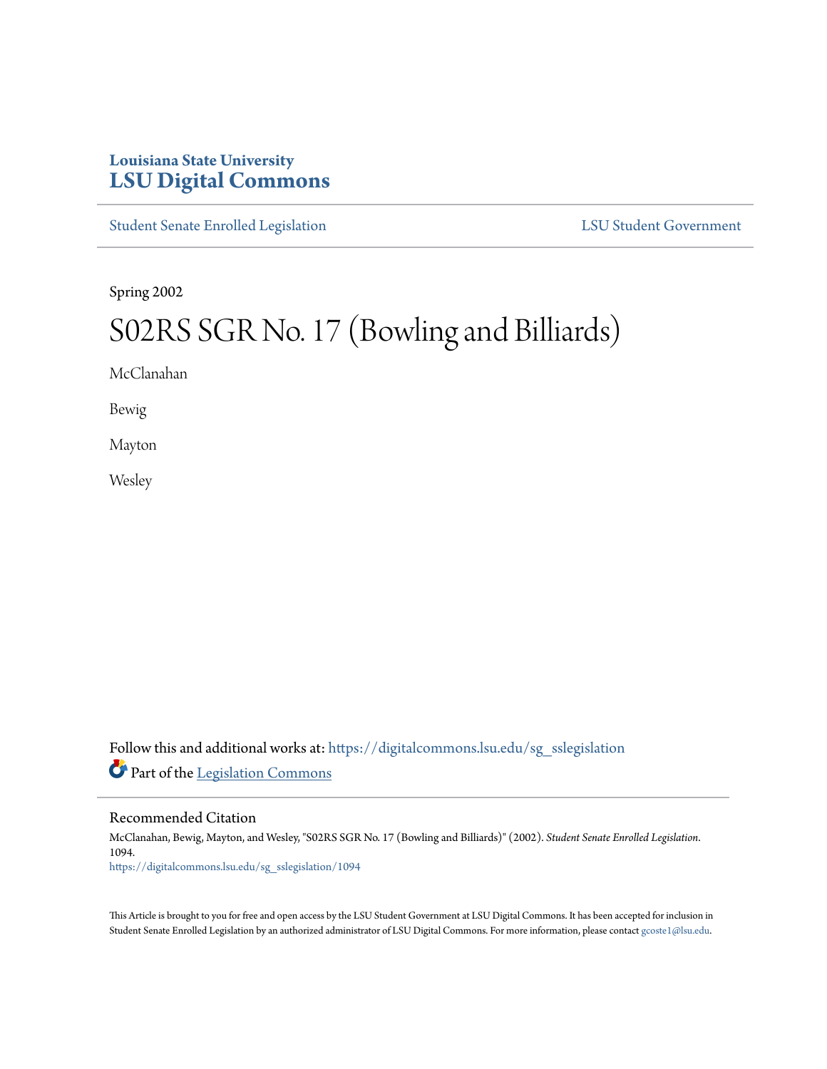Louisiana State University
**LSU Digital Commons**

Student Senate Enrolled Legislation | LSU Student Government

Spring 2002

# S02RS SGR No. 17 (Bowling and Billiards)

McClanahan

Bewig

Mayton

Wesley

Follow this and additional works at: https://digitalcommons.lsu.edu/sg_sslegislation

Part of the Legislation Commons

## Recommended Citation

McClanahan, Bewig, Mayton, and Wesley, "S02RS SGR No. 17 (Bowling and Billiards)" (2002). *Student Senate Enrolled Legislation*. 1094.
https://digitalcommons.lsu.edu/sg_sslegislation/1094

This Article is brought to you for free and open access by the LSU Student Government at LSU Digital Commons. It has been accepted for inclusion in Student Senate Enrolled Legislation by an authorized administrator of LSU Digital Commons. For more information, please contact gcoste1@lsu.edu.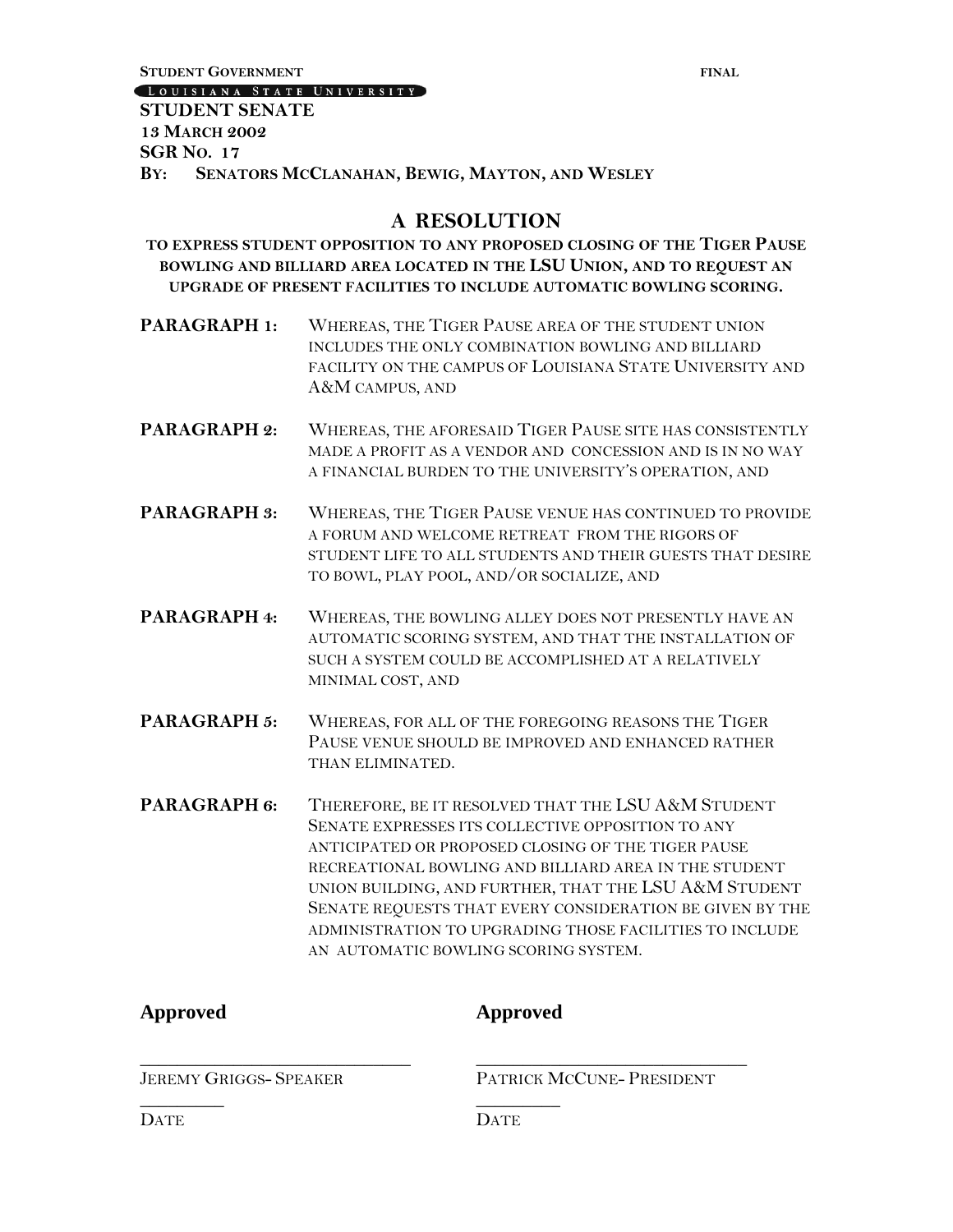STUDENT GOVERNMENT FINAL

LOUISIANA STATE UNIVERSITY

**STUDENT SENATE**
**13 MARCH 2002**
**SGR NO. 17**
**BY: SENATORS MCCLANAHAN, BEWIG, MAYTON, AND WESLEY**

## A RESOLUTION

**TO EXPRESS STUDENT OPPOSITION TO ANY PROPOSED CLOSING OF THE TIGER PAUSE BOWLING AND BILLIARD AREA LOCATED IN THE LSU UNION, AND TO REQUEST AN UPGRADE OF PRESENT FACILITIES TO INCLUDE AUTOMATIC BOWLING SCORING.**

**PARAGRAPH 1:** WHEREAS, THE TIGER PAUSE AREA OF THE STUDENT UNION INCLUDES THE ONLY COMBINATION BOWLING AND BILLIARD FACILITY ON THE CAMPUS OF LOUISIANA STATE UNIVERSITY AND A&M CAMPUS, AND

**PARAGRAPH 2:** WHEREAS, THE AFORESAID TIGER PAUSE SITE HAS CONSISTENTLY MADE A PROFIT AS A VENDOR AND CONCESSION AND IS IN NO WAY A FINANCIAL BURDEN TO THE UNIVERSITY'S OPERATION, AND

**PARAGRAPH 3:** WHEREAS, THE TIGER PAUSE VENUE HAS CONTINUED TO PROVIDE A FORUM AND WELCOME RETREAT FROM THE RIGORS OF STUDENT LIFE TO ALL STUDENTS AND THEIR GUESTS THAT DESIRE TO BOWL, PLAY POOL, AND/OR SOCIALIZE, AND

**PARAGRAPH 4:** WHEREAS, THE BOWLING ALLEY DOES NOT PRESENTLY HAVE AN AUTOMATIC SCORING SYSTEM, AND THAT THE INSTALLATION OF SUCH A SYSTEM COULD BE ACCOMPLISHED AT A RELATIVELY MINIMAL COST, AND

**PARAGRAPH 5:** WHEREAS, FOR ALL OF THE FOREGOING REASONS THE TIGER PAUSE VENUE SHOULD BE IMPROVED AND ENHANCED RATHER THAN ELIMINATED.

**PARAGRAPH 6:** THEREFORE, BE IT RESOLVED THAT THE LSU A&M STUDENT SENATE EXPRESSES ITS COLLECTIVE OPPOSITION TO ANY ANTICIPATED OR PROPOSED CLOSING OF THE TIGER PAUSE RECREATIONAL BOWLING AND BILLIARD AREA IN THE STUDENT UNION BUILDING, AND FURTHER, THAT THE LSU A&M STUDENT SENATE REQUESTS THAT EVERY CONSIDERATION BE GIVEN BY THE ADMINISTRATION TO UPGRADING THOSE FACILITIES TO INCLUDE AN AUTOMATIC BOWLING SCORING SYSTEM.

**Approved**

______________________________
JEREMY GRIGGS- SPEAKER

_________
DATE

**Approved**

______________________________
PATRICK MCCUNE- PRESIDENT

_________
DATE